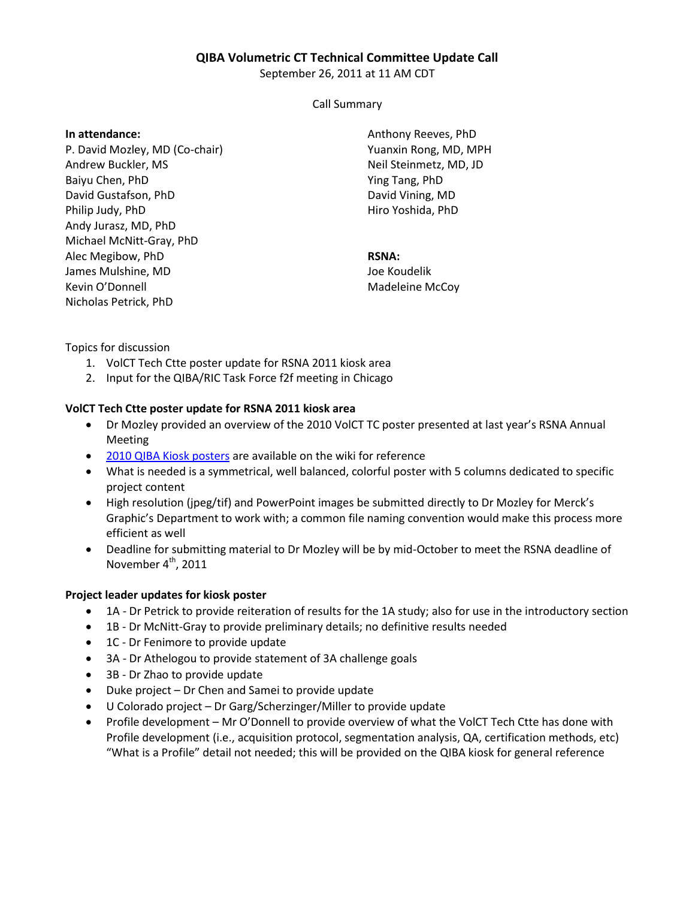# QIBA Volumetric CT Technical Committee Update Call

September 26, 2011 at 11 AM CDT

Call Summary

**In attendance:**

P. David Mozley, MD (Co-chair)
Andrew Buckler, MS
Baiyu Chen, PhD
David Gustafson, PhD
Philip Judy, PhD
Andy Jurasz, MD, PhD
Michael McNitt-Gray, PhD
Alec Megibow, PhD
James Mulshine, MD
Kevin O'Donnell
Nicholas Petrick, PhD
Anthony Reeves, PhD
Yuanxin Rong, MD, MPH
Neil Steinmetz, MD, JD
Ying Tang, PhD
David Vining, MD
Hiro Yoshida, PhD

**RSNA:**

Joe Koudelik
Madeleine McCoy

Topics for discussion

1. VolCT Tech Ctte poster update for RSNA 2011 kiosk area
2. Input for the QIBA/RIC Task Force f2f meeting in Chicago

**VolCT Tech Ctte poster update for RSNA 2011 kiosk area**

- Dr Mozley provided an overview of the 2010 VolCT TC poster presented at last year's RSNA Annual Meeting
- 2010 QIBA Kiosk posters are available on the wiki for reference
- What is needed is a symmetrical, well balanced, colorful poster with 5 columns dedicated to specific project content
- High resolution (jpeg/tif) and PowerPoint images be submitted directly to Dr Mozley for Merck's Graphic's Department to work with; a common file naming convention would make this process more efficient as well
- Deadline for submitting material to Dr Mozley will be by mid-October to meet the RSNA deadline of November 4th, 2011

**Project leader updates for kiosk poster**

- 1A - Dr Petrick to provide reiteration of results for the 1A study; also for use in the introductory section
- 1B - Dr McNitt-Gray to provide preliminary details; no definitive results needed
- 1C - Dr Fenimore to provide update
- 3A - Dr Athelogou to provide statement of 3A challenge goals
- 3B - Dr Zhao to provide update
- Duke project – Dr Chen and Samei to provide update
- U Colorado project – Dr Garg/Scherzinger/Miller to provide update
- Profile development – Mr O'Donnell to provide overview of what the VolCT Tech Ctte has done with Profile development (i.e., acquisition protocol, segmentation analysis, QA, certification methods, etc) "What is a Profile" detail not needed; this will be provided on the QIBA kiosk for general reference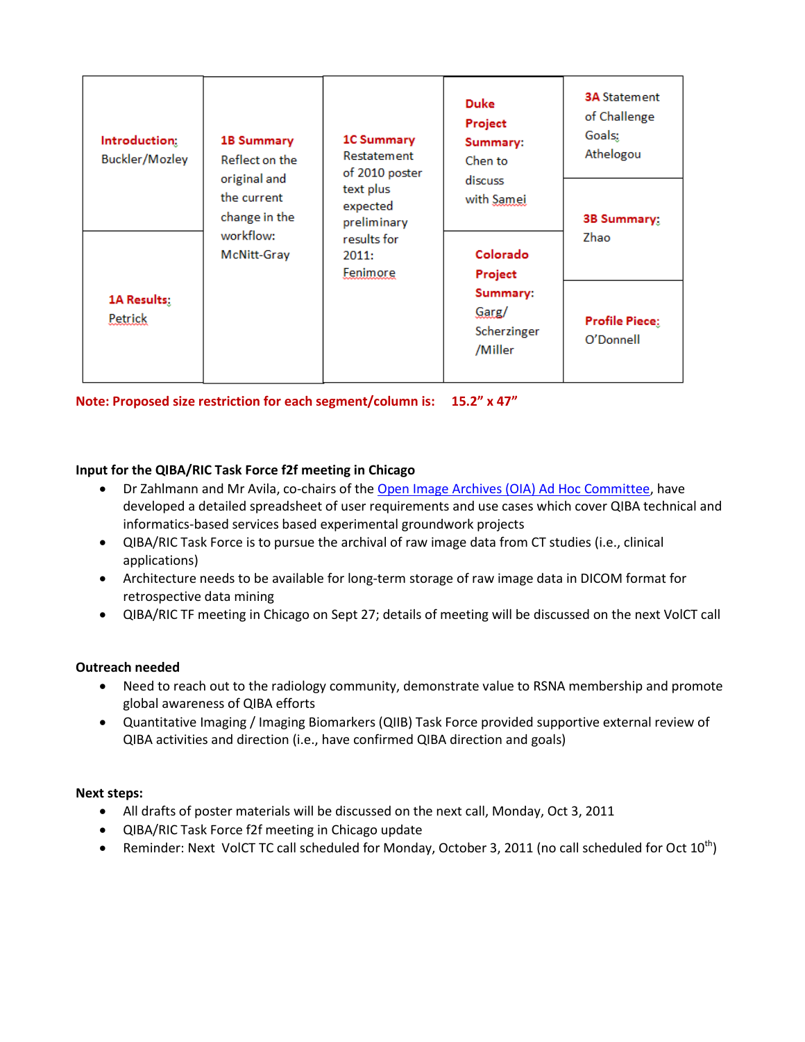| | | | | |
|---|---|---|---|---|
| **Introduction:** Buckler/Mozley | **1B Summary** Reflect on the original and the current change in the workflow: McNitt-Gray | **1C Summary** Restatement of 2010 poster text plus expected preliminary results for 2011: Fenimore | **Duke Project Summary:** Chen to discuss with Samei | **3A** Statement of Challenge Goals: Athelogou |
| | | | | **3B Summary:** Zhao |
| **1A Results:** Petrick | | | **Colorado Project Summary:** Garg/ Scherzinger /Miller | **Profile Piece:** O'Donnell |

**Note: Proposed size restriction for each segment/column is: 15.2" x 47"**

**Input for the QIBA/RIC Task Force f2f meeting in Chicago**

- Dr Zahlmann and Mr Avila, co-chairs of the Open Image Archives (OIA) Ad Hoc Committee, have developed a detailed spreadsheet of user requirements and use cases which cover QIBA technical and informatics-based services based experimental groundwork projects
- QIBA/RIC Task Force is to pursue the archival of raw image data from CT studies (i.e., clinical applications)
- Architecture needs to be available for long-term storage of raw image data in DICOM format for retrospective data mining
- QIBA/RIC TF meeting in Chicago on Sept 27; details of meeting will be discussed on the next VolCT call

**Outreach needed**

- Need to reach out to the radiology community, demonstrate value to RSNA membership and promote global awareness of QIBA efforts
- Quantitative Imaging / Imaging Biomarkers (QIIB) Task Force provided supportive external review of QIBA activities and direction (i.e., have confirmed QIBA direction and goals)

**Next steps:**

- All drafts of poster materials will be discussed on the next call, Monday, Oct 3, 2011
- QIBA/RIC Task Force f2f meeting in Chicago update
- Reminder: Next VolCT TC call scheduled for Monday, October 3, 2011 (no call scheduled for Oct 10th)